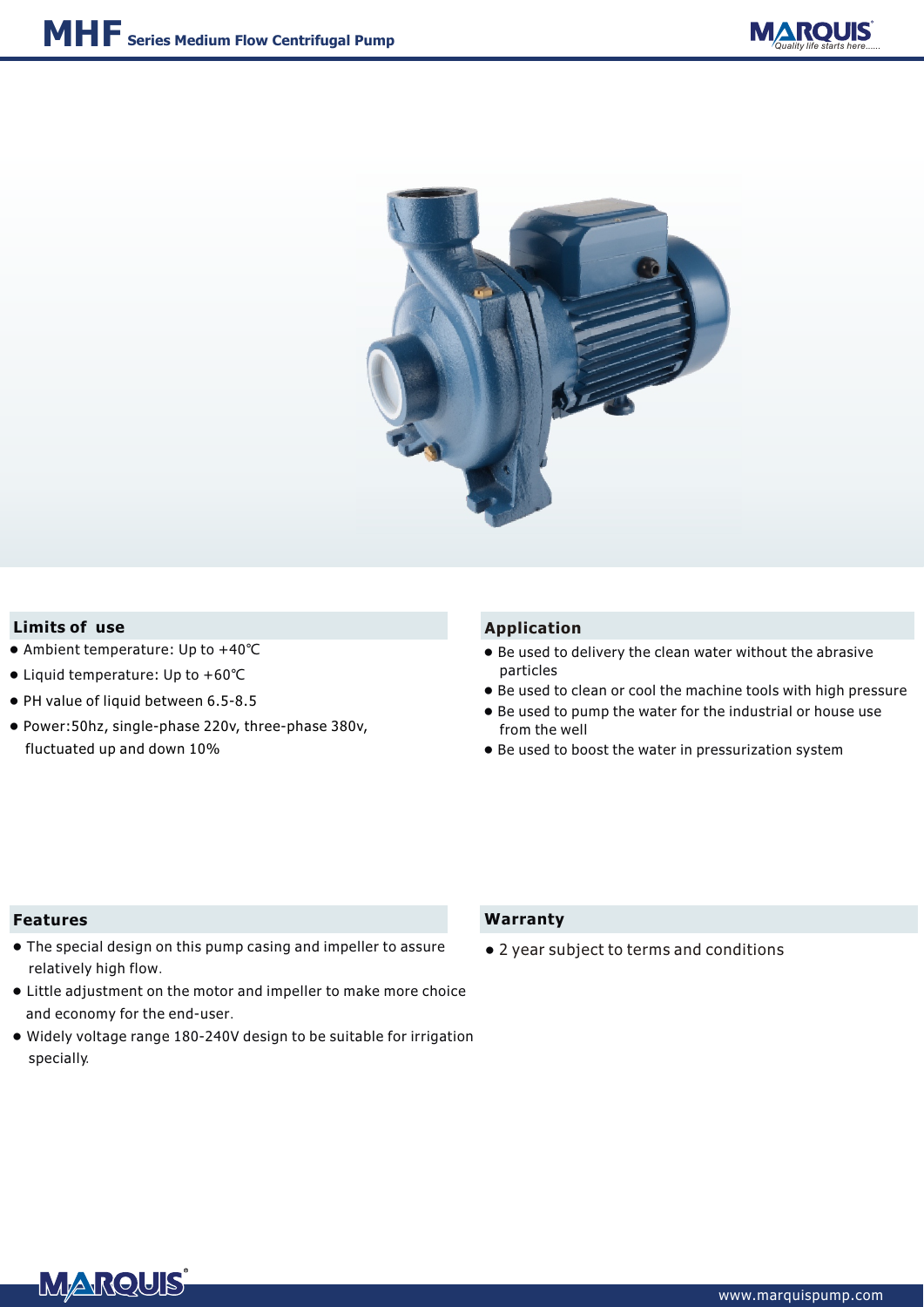# MHF Series Medium Flow Centrifugal Pump

## Limits of use

- Ambient temperature: Up to +40℃
- Liquid temperature: Up to +60℃
- PH value of liquid between 6.5-8.5
- Power:50hz, single-phase 220v, three-phase 380v, fluctuated up and down 10%

## Application

- Be used to delivery the clean water without the abrasive particles
- Be used to clean or cool the machine tools with high pressure
- Be used to pump the water for the industrial or house use from the well
- Be used to boost the water in pressurization system

## Features

- The special design on this pump casing and impeller to assure relatively high flow.
- Little adjustment on the motor and impeller to make more choice and economy for the end-user.
- Widely voltage range 180-240V design to be suitable for irrigation specially.

## Warranty

- 2 year subject to terms and conditions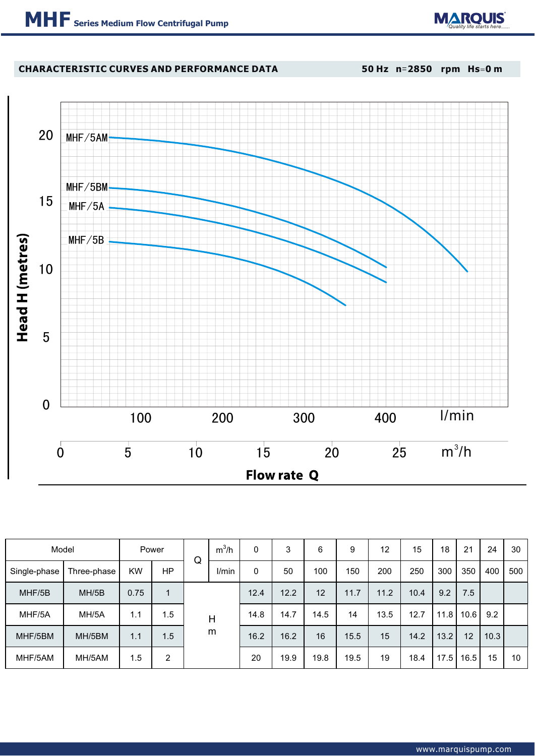## CHARACTERISTIC CURVES AND PERFORMANCE DATA

50 Hz n=2850 rpm Hs=0 m

Head H (metres)

MHF/5AM
MHF/5BM
MHF/5A
MHF/5B

Flow rate Q (l/min; $m^3/h$)

| Model | | Power | | Q | $m^3/h$ | 0 | 3 | 6 | 9 | 12 | 15 | 18 | 21 | 24 | 30 |
|---|---|---|---|---|---|---|---|---|---|---|---|---|---|---|---|
| Single-phase | Three-phase | KW | HP | | l/min | 0 | 50 | 100 | 150 | 200 | 250 | 300 | 350 | 400 | 500 |
| MHF/5B | MH/5B | 0.75 | 1 | H m | | 12.4 | 12.2 | 12 | 11.7 | 11.2 | 10.4 | 9.2 | 7.5 | | |
| MHF/5A | MH/5A | 1.1 | 1.5 | | | 14.8 | 14.7 | 14.5 | 14 | 13.5 | 12.7 | 11.8 | 10.6 | 9.2 | |
| MHF/5BM | MH/5BM | 1.1 | 1.5 | | | 16.2 | 16.2 | 16 | 15.5 | 15 | 14.2 | 13.2 | 12 | 10.3 | |
| MHF/5AM | MH/5AM | 1.5 | 2 | | | 20 | 19.9 | 19.8 | 19.5 | 19 | 18.4 | 17.5 | 16.5 | 15 | 10 |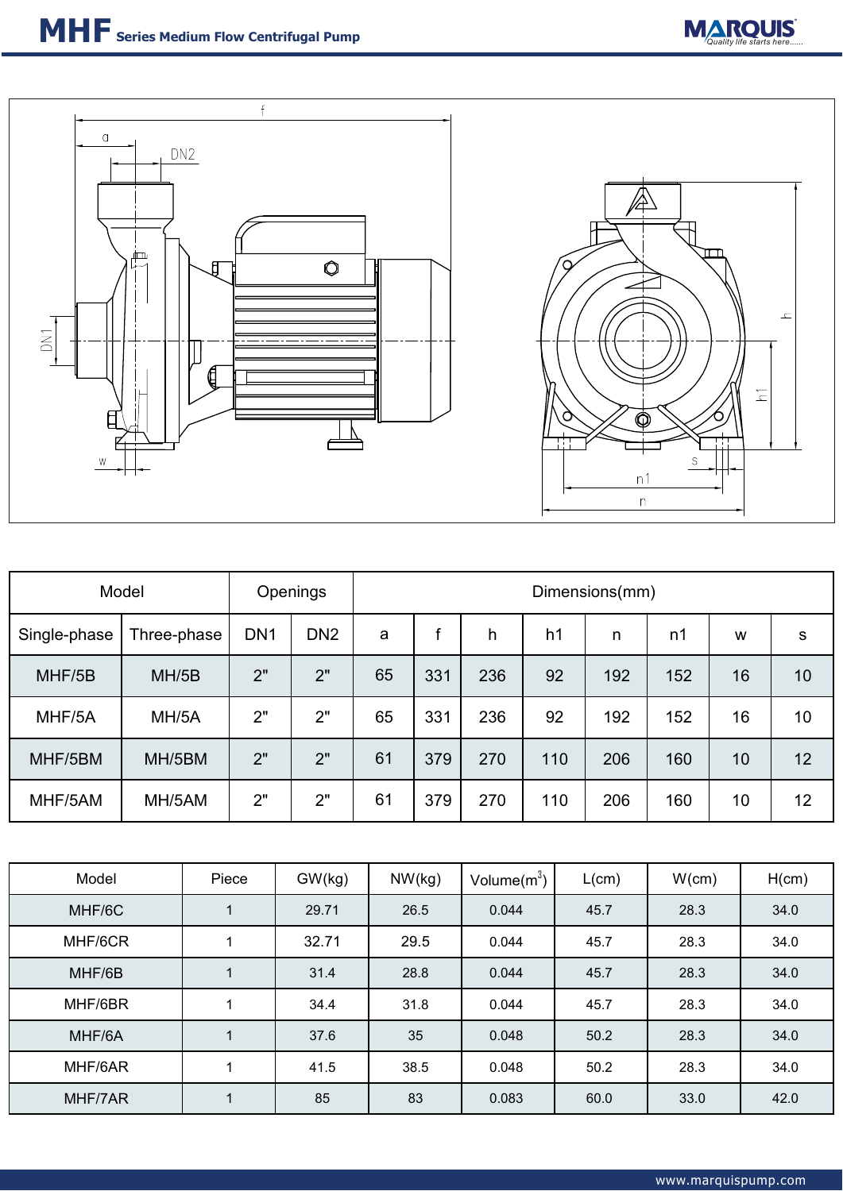# MHF Series Medium Flow Centrifugal Pump

| Model | | Openings | | Dimensions(mm) | | | | | | | |
|---|---|---|---|---|---|---|---|---|---|---|---|
| Single-phase | Three-phase | DN1 | DN2 | a | f | h | h1 | n | n1 | w | s |
| MHF/5B | MH/5B | 2" | 2" | 65 | 331 | 236 | 92 | 192 | 152 | 16 | 10 |
| MHF/5A | MH/5A | 2" | 2" | 65 | 331 | 236 | 92 | 192 | 152 | 16 | 10 |
| MHF/5BM | MH/5BM | 2" | 2" | 61 | 379 | 270 | 110 | 206 | 160 | 10 | 12 |
| MHF/5AM | MH/5AM | 2" | 2" | 61 | 379 | 270 | 110 | 206 | 160 | 10 | 12 |

| Model | Piece | GW(kg) | NW(kg) | Volume($m^3$) | L(cm) | W(cm) | H(cm) |
|---|---|---|---|---|---|---|---|
| MHF/6C | 1 | 29.71 | 26.5 | 0.044 | 45.7 | 28.3 | 34.0 |
| MHF/6CR | 1 | 32.71 | 29.5 | 0.044 | 45.7 | 28.3 | 34.0 |
| MHF/6B | 1 | 31.4 | 28.8 | 0.044 | 45.7 | 28.3 | 34.0 |
| MHF/6BR | 1 | 34.4 | 31.8 | 0.044 | 45.7 | 28.3 | 34.0 |
| MHF/6A | 1 | 37.6 | 35 | 0.048 | 50.2 | 28.3 | 34.0 |
| MHF/6AR | 1 | 41.5 | 38.5 | 0.048 | 50.2 | 28.3 | 34.0 |
| MHF/7AR | 1 | 85 | 83 | 0.083 | 60.0 | 33.0 | 42.0 |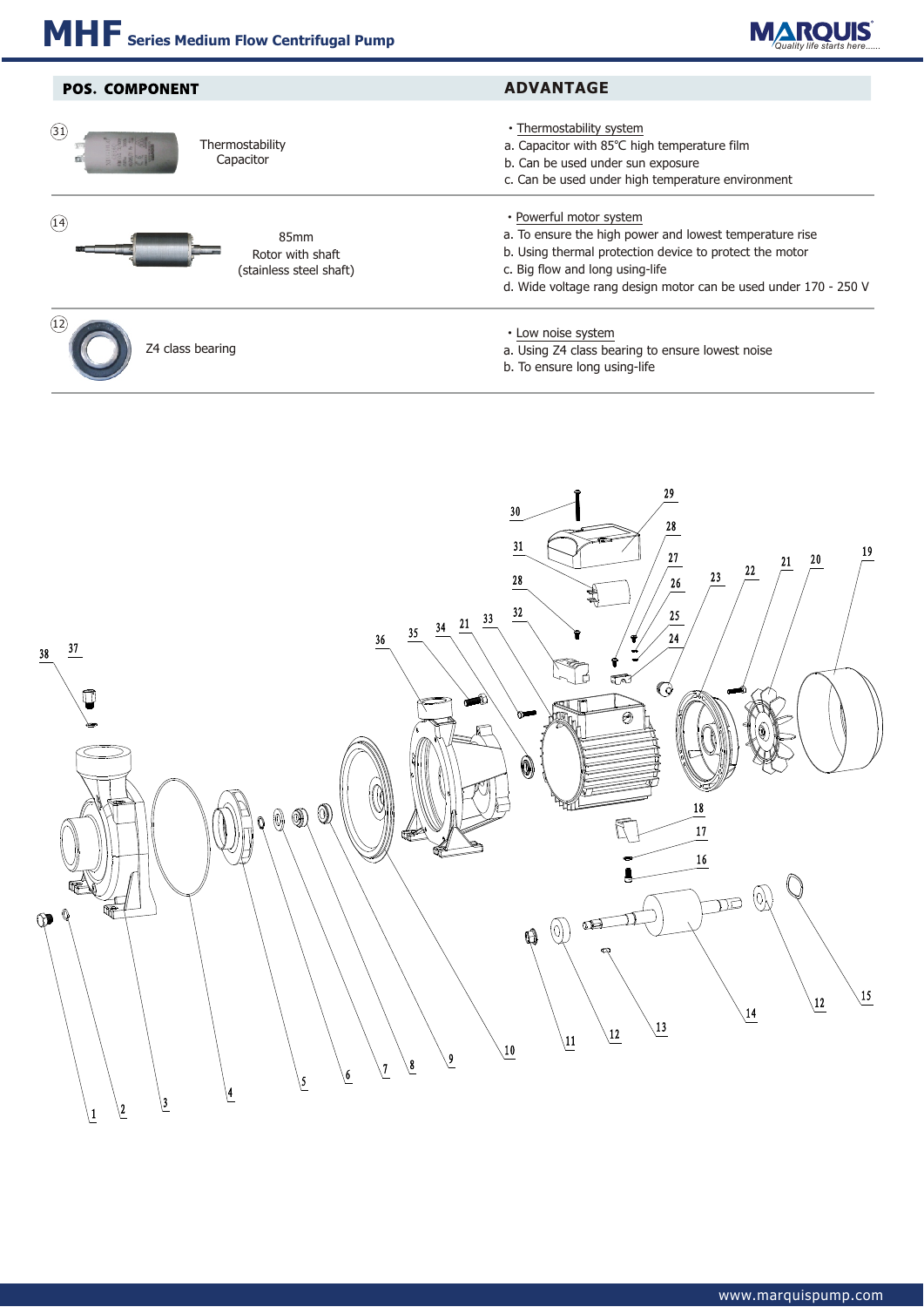# MHF Series Medium Flow Centrifugal Pump

| POS. | COMPONENT | ADVANTAGE |
| --- | --- | --- |
| 31 | Thermostability Capacitor | • Thermostability system<br>a. Capacitor with 85℃ high temperature film<br>b. Can be used under sun exposure<br>c. Can be used under high temperature environment |
| 14 | 85mm Rotor with shaft (stainless steel shaft) | • Powerful motor system<br>a. To ensure the high power and lowest temperature rise<br>b. Using thermal protection device to protect the motor<br>c. Big flow and long using-life<br>d. Wide voltage rang design motor can be used under 170 - 250 V |
| 12 | Z4 class bearing | • Low noise system<br>a. Using Z4 class bearing to ensure lowest noise<br>b. To ensure long using-life |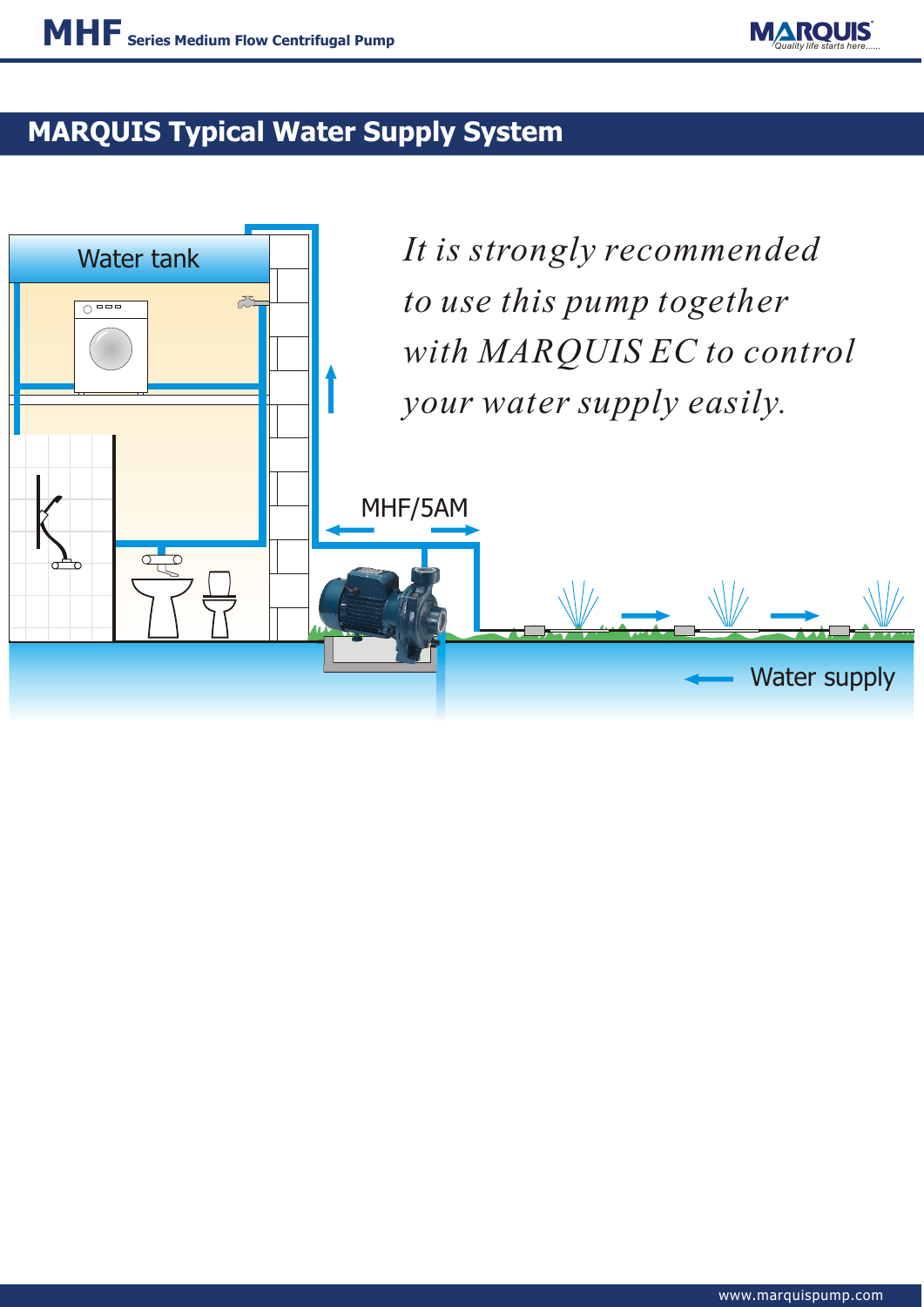## MARQUIS Typical Water Supply System

Water tank

*It is strongly recommended to use this pump together with MARQUIS EC to control your water supply easily.*

MHF/5AM

Water supply